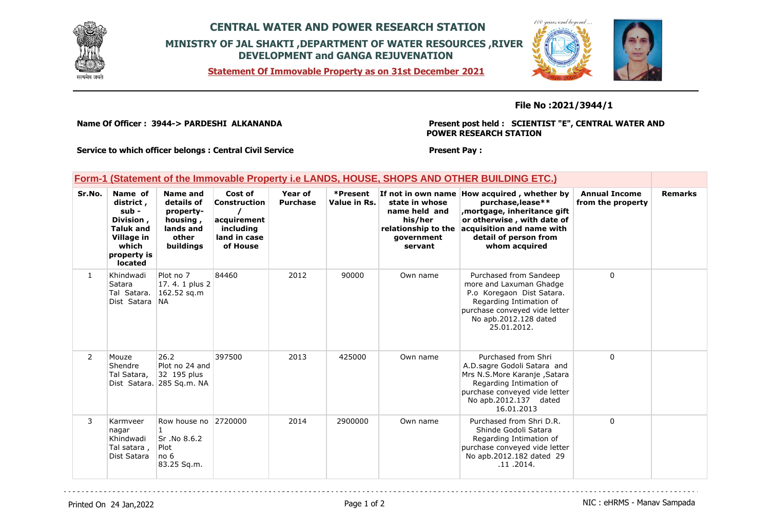# CENTRAL WATER AND POWER RESEARCH STATION

## MINISTRY OF JAL SHAKTI ,DEPARTMENT OF WATER RESOURCES ,RIVER DEVELOPMENT and GANGA REJUVENATION

**Statement Of Immovable Property as on 31st December 2021**

**File No :2021/3944/1**

**Name Of Officer : 3944-> PARDESHI ALKANANDA**

**Present post held : SCIENTIST "E", CENTRAL WATER AND POWER RESEARCH STATION**

**Service to which officer belongs : Central Civil Service**

**Present Pay :**

### Form-1 (Statement of the Immovable Property i.e LANDS, HOUSE, SHOPS AND OTHER BUILDING ETC.)

| Sr.No. | Name of district , sub - Division , Taluk and Village in which property is located | Name and details of property- housing , lands and other buildings | Cost of Construction / acquirement including land in case of House | Year of Purchase | *Present Value in Rs. | If not in own name state in whose name held and his/her relationship to the government servant | How acquired , whether by purchase,lease** ,mortgage, inheritance gift or otherwise , with date of acquisition and name with detail of person from whom acquired | Annual Income from the property | Remarks |
|---|---|---|---|---|---|---|---|---|---|
| 1 | Khindwadi Satara Tal Satara. Dist Satara | Plot no 7 17. 4. 1 plus 2 162.52 sq.m NA | 84460 | 2012 | 90000 | Own name | Purchased from Sandeep more and Laxuman Ghadge P.o Koregaon Dist Satara. Regarding Intimation of purchase conveyed vide letter No apb.2012.128 dated 25.01.2012. | 0 | |
| 2 | Mouze Shendre Tal Satara, Dist Satara. | 26.2 Plot no 24 and 32 195 plus 285 Sq.m. NA | 397500 | 2013 | 425000 | Own name | Purchased from Shri A.D.sagre Godoli Satara and Mrs N.S.More Karanje ,Satara Regarding Intimation of purchase conveyed vide letter No apb.2012.137 dated 16.01.2013 | 0 | |
| 3 | Karmveer nagar Khindwadi Tal satara , Dist Satara | Row house no 1 Sr .No 8.6.2 Plot no 6 83.25 Sq.m. | 2720000 | 2014 | 2900000 | Own name | Purchased from Shri D.R. Shinde Godoli Satara Regarding Intimation of purchase conveyed vide letter No apb.2012.182 dated 29 .11 .2014. | 0 | |

Printed On 24 Jan,2022

NIC : eHRMS - Manav Sampada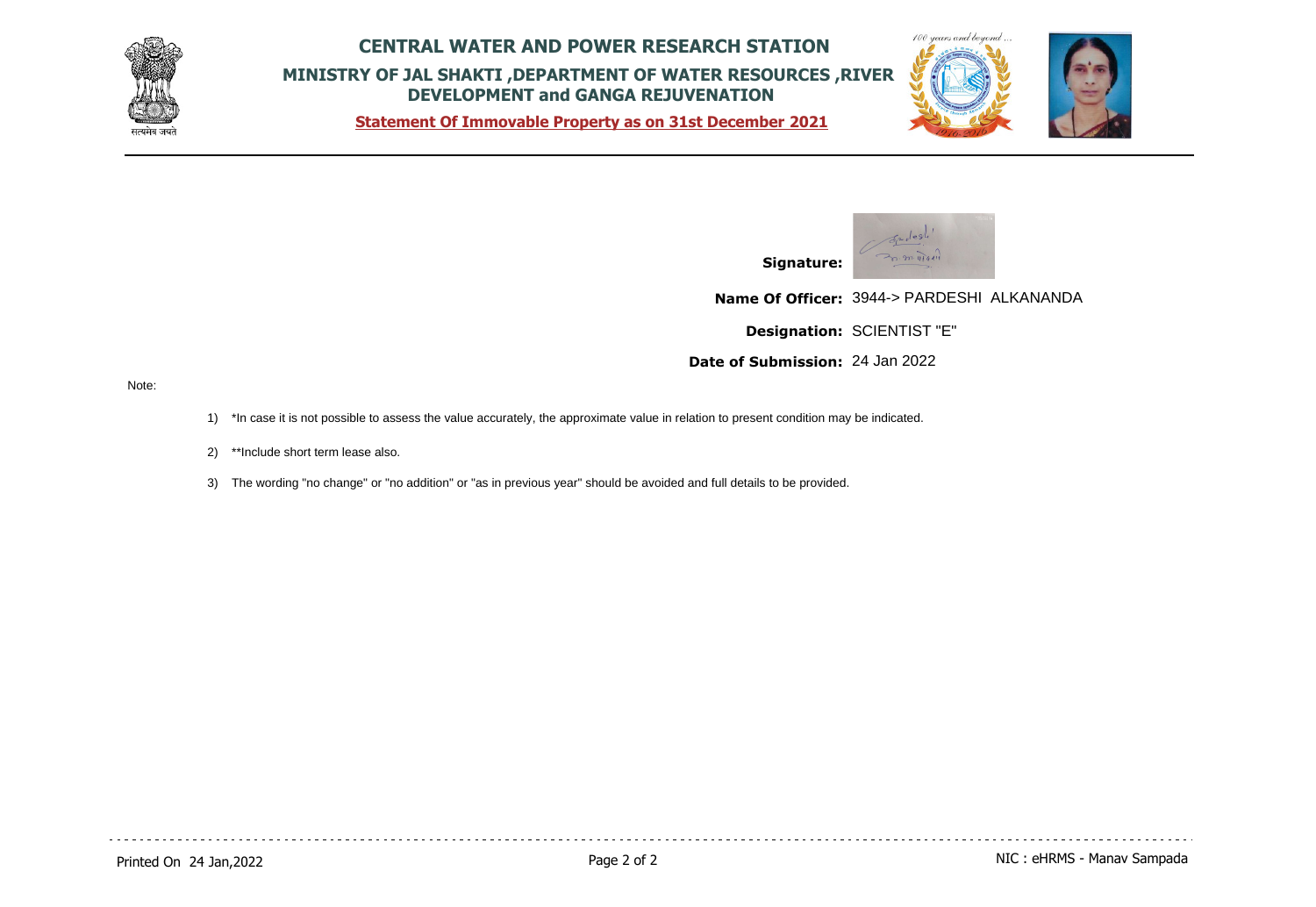# CENTRAL WATER AND POWER RESEARCH STATION

## MINISTRY OF JAL SHAKTI ,DEPARTMENT OF WATER RESOURCES ,RIVER DEVELOPMENT and GANGA REJUVENATION

**Statement Of Immovable Property as on 31st December 2021**

**Signature:**

**Name Of Officer:** 3944-> PARDESHI ALKANANDA

**Designation:** SCIENTIST "E"

**Date of Submission:** 24 Jan 2022

Note:

1) *In case it is not possible to assess the value accurately, the approximate value in relation to present condition may be indicated.

2) **Include short term lease also.

3) The wording "no change" or "no addition" or "as in previous year" should be avoided and full details to be provided.

Printed On 24 Jan,2022

NIC : eHRMS - Manav Sampada